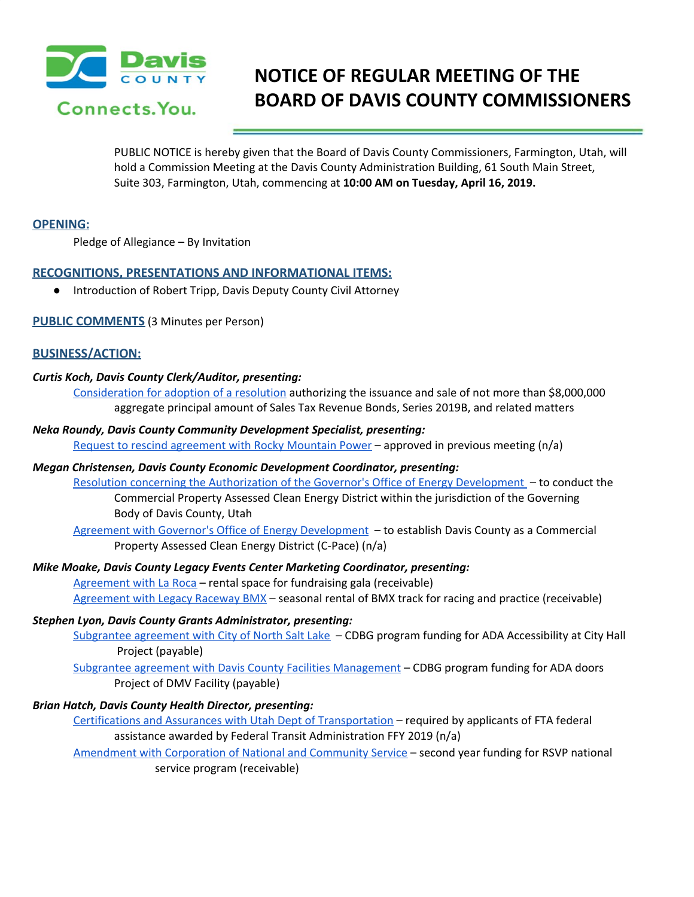Davis COUNTY Connects.You.

# NOTICE OF REGULAR MEETING OF THE BOARD OF DAVIS COUNTY COMMISSIONERS

PUBLIC NOTICE is hereby given that the Board of Davis County Commissioners, Farmington, Utah, will hold a Commission Meeting at the Davis County Administration Building, 61 South Main Street, Suite 303, Farmington, Utah, commencing at **10:00 AM on Tuesday, April 16, 2019.**

## OPENING:

Pledge of Allegiance – By Invitation

## RECOGNITIONS, PRESENTATIONS AND INFORMATIONAL ITEMS:

- Introduction of Robert Tripp, Davis Deputy County Civil Attorney

## PUBLIC COMMENTS (3 Minutes per Person)

## BUSINESS/ACTION:

***Curtis Koch, Davis County Clerk/Auditor, presenting:***

Consideration for adoption of a resolution authorizing the issuance and sale of not more than $8,000,000 aggregate principal amount of Sales Tax Revenue Bonds, Series 2019B, and related matters

***Neka Roundy, Davis County Community Development Specialist, presenting:***

Request to rescind agreement with Rocky Mountain Power – approved in previous meeting (n/a)

***Megan Christensen, Davis County Economic Development Coordinator, presenting:***

Resolution concerning the Authorization of the Governor's Office of Energy Development – to conduct the Commercial Property Assessed Clean Energy District within the jurisdiction of the Governing Body of Davis County, Utah

Agreement with Governor's Office of Energy Development – to establish Davis County as a Commercial Property Assessed Clean Energy District (C-Pace) (n/a)

***Mike Moake, Davis County Legacy Events Center Marketing Coordinator, presenting:***

Agreement with La Roca – rental space for fundraising gala (receivable)

Agreement with Legacy Raceway BMX – seasonal rental of BMX track for racing and practice (receivable)

***Stephen Lyon, Davis County Grants Administrator, presenting:***

Subgrantee agreement with City of North Salt Lake – CDBG program funding for ADA Accessibility at City Hall Project (payable)

Subgrantee agreement with Davis County Facilities Management – CDBG program funding for ADA doors Project of DMV Facility (payable)

***Brian Hatch, Davis County Health Director, presenting:***

Certifications and Assurances with Utah Dept of Transportation – required by applicants of FTA federal assistance awarded by Federal Transit Administration FFY 2019 (n/a)

Amendment with Corporation of National and Community Service – second year funding for RSVP national service program (receivable)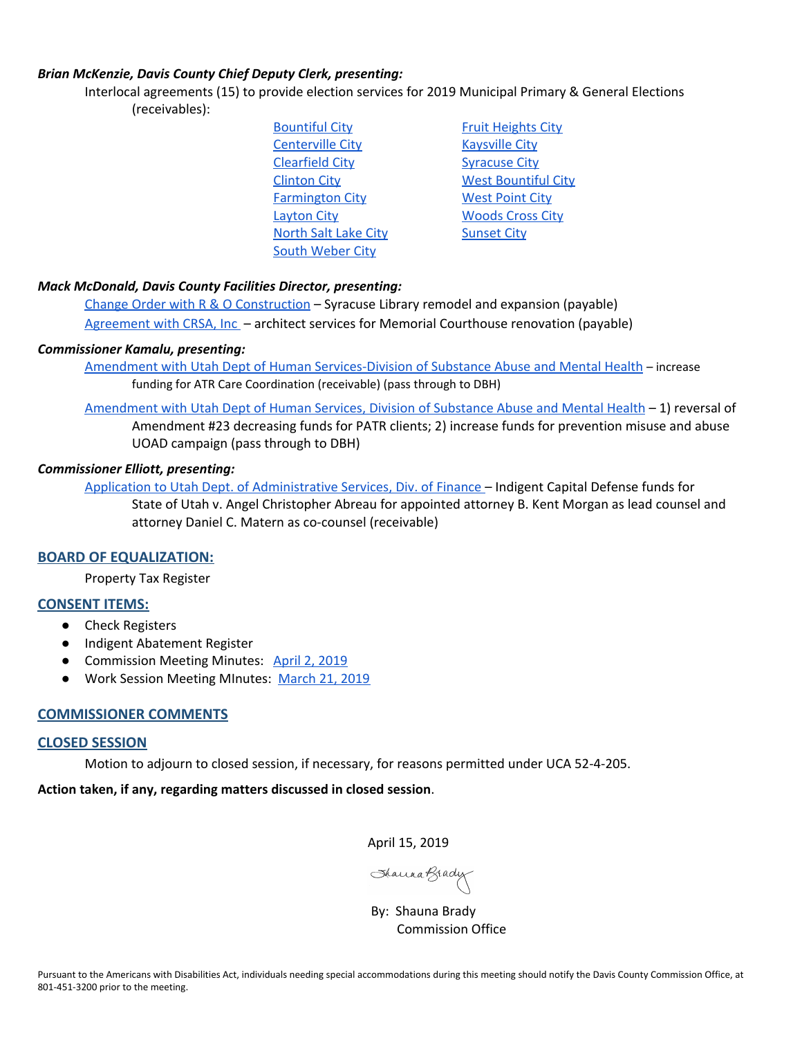***Brian McKenzie, Davis County Chief Deputy Clerk, presenting:***

Interlocal agreements (15) to provide election services for 2019 Municipal Primary & General Elections (receivables):

- Bountiful City
- Centerville City
- Clearfield City
- Clinton City
- Farmington City
- Layton City
- North Salt Lake City
- South Weber City
- Fruit Heights City
- Kaysville City
- Syracuse City
- West Bountiful City
- West Point City
- Woods Cross City
- Sunset City

***Mack McDonald, Davis County Facilities Director, presenting:***

Change Order with R & O Construction – Syracuse Library remodel and expansion (payable)

Agreement with CRSA, Inc – architect services for Memorial Courthouse renovation (payable)

***Commissioner Kamalu, presenting:***

Amendment with Utah Dept of Human Services-Division of Substance Abuse and Mental Health – increase funding for ATR Care Coordination (receivable) (pass through to DBH)

Amendment with Utah Dept of Human Services, Division of Substance Abuse and Mental Health – 1) reversal of Amendment #23 decreasing funds for PATR clients; 2) increase funds for prevention misuse and abuse UOAD campaign (pass through to DBH)

***Commissioner Elliott, presenting:***

Application to Utah Dept. of Administrative Services, Div. of Finance – Indigent Capital Defense funds for State of Utah v. Angel Christopher Abreau for appointed attorney B. Kent Morgan as lead counsel and attorney Daniel C. Matern as co-counsel (receivable)

## BOARD OF EQUALIZATION:

Property Tax Register

## CONSENT ITEMS:

- Check Registers
- Indigent Abatement Register
- Commission Meeting Minutes: April 2, 2019
- Work Session Meeting MInutes: March 21, 2019

## COMMISSIONER COMMENTS

## CLOSED SESSION

Motion to adjourn to closed session, if necessary, for reasons permitted under UCA 52-4-205.

**Action taken, if any, regarding matters discussed in closed session**.

April 15, 2019

Shauna Brady

By: Shauna Brady
Commission Office

Pursuant to the Americans with Disabilities Act, individuals needing special accommodations during this meeting should notify the Davis County Commission Office, at 801-451-3200 prior to the meeting.